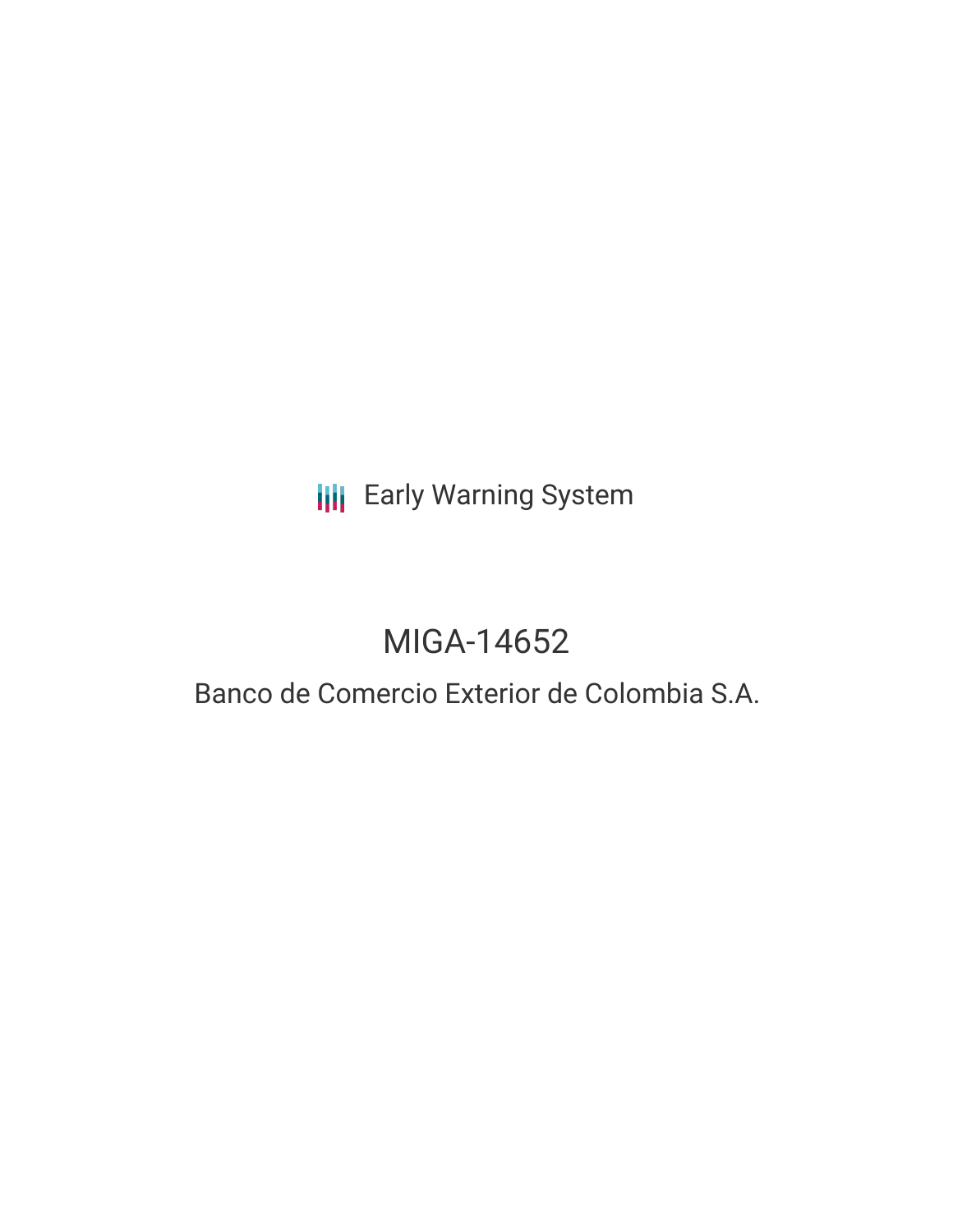Early Warning System

# MIGA-14652

## Banco de Comercio Exterior de Colombia S.A.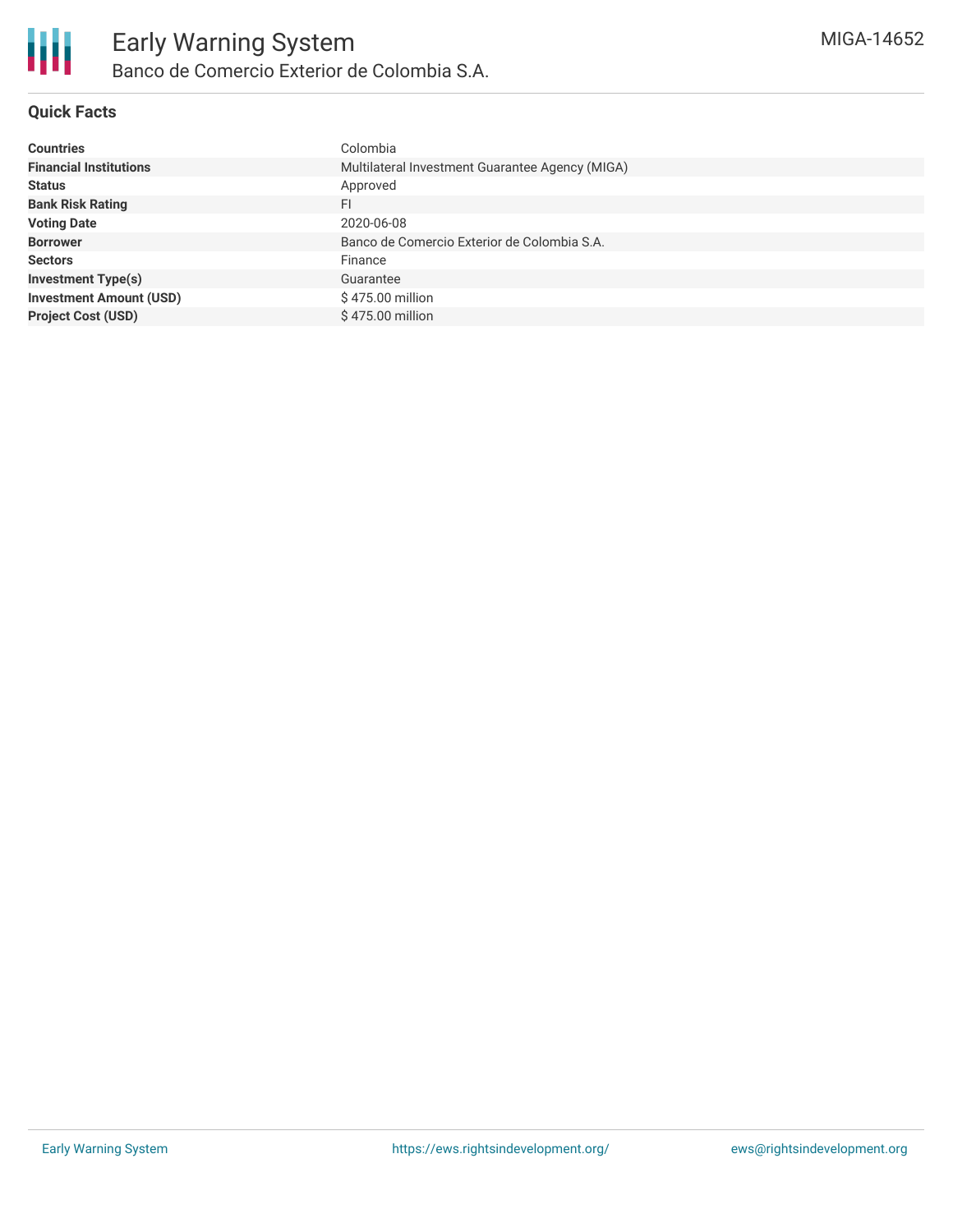## Quick Facts

| | |
|---|---|
| **Countries** | Colombia |
| **Financial Institutions** | Multilateral Investment Guarantee Agency (MIGA) |
| **Status** | Approved |
| **Bank Risk Rating** | FI |
| **Voting Date** | 2020-06-08 |
| **Borrower** | Banco de Comercio Exterior de Colombia S.A. |
| **Sectors** | Finance |
| **Investment Type(s)** | Guarantee |
| **Investment Amount (USD)** | $ 475.00 million |
| **Project Cost (USD)** | $ 475.00 million |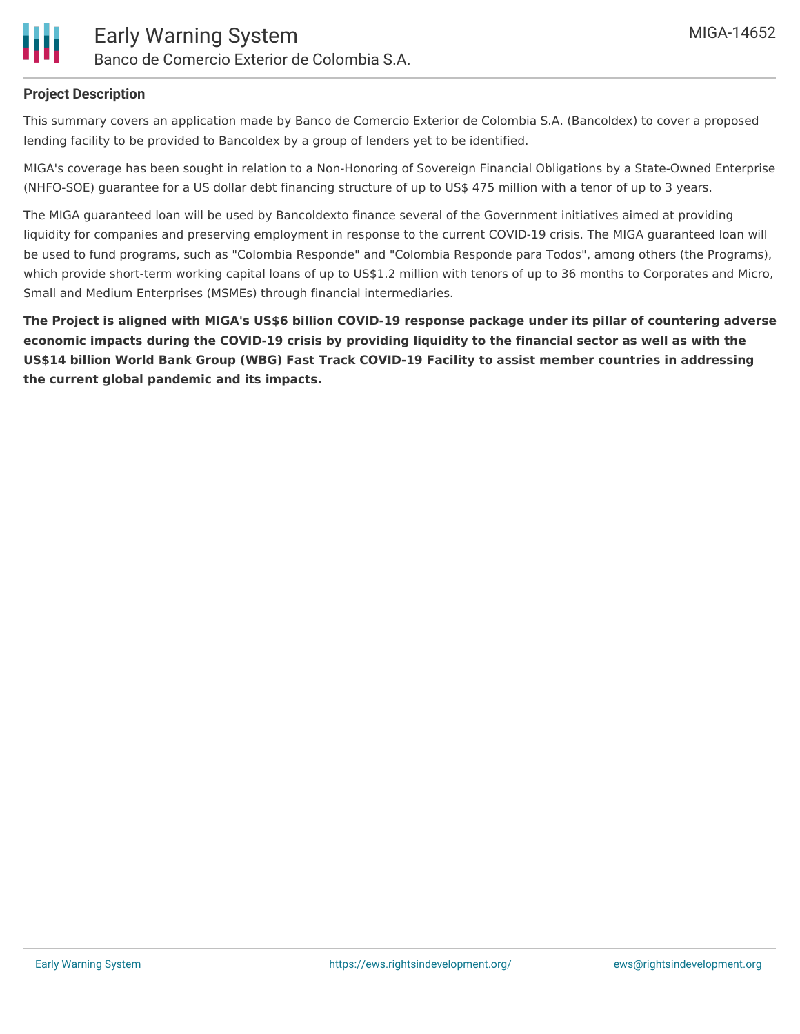**Project Description**

This summary covers an application made by Banco de Comercio Exterior de Colombia S.A. (Bancoldex) to cover a proposed lending facility to be provided to Bancoldex by a group of lenders yet to be identified.

MIGA's coverage has been sought in relation to a Non-Honoring of Sovereign Financial Obligations by a State-Owned Enterprise (NHFO-SOE) guarantee for a US dollar debt financing structure of up to US$ 475 million with a tenor of up to 3 years.

The MIGA guaranteed loan will be used by Bancoldexto finance several of the Government initiatives aimed at providing liquidity for companies and preserving employment in response to the current COVID-19 crisis. The MIGA guaranteed loan will be used to fund programs, such as "Colombia Responde" and "Colombia Responde para Todos", among others (the Programs), which provide short-term working capital loans of up to US$1.2 million with tenors of up to 36 months to Corporates and Micro, Small and Medium Enterprises (MSMEs) through financial intermediaries.

**The Project is aligned with MIGA's US$6 billion COVID-19 response package under its pillar of countering adverse economic impacts during the COVID-19 crisis by providing liquidity to the financial sector as well as with the US$14 billion World Bank Group (WBG) Fast Track COVID-19 Facility to assist member countries in addressing the current global pandemic and its impacts.**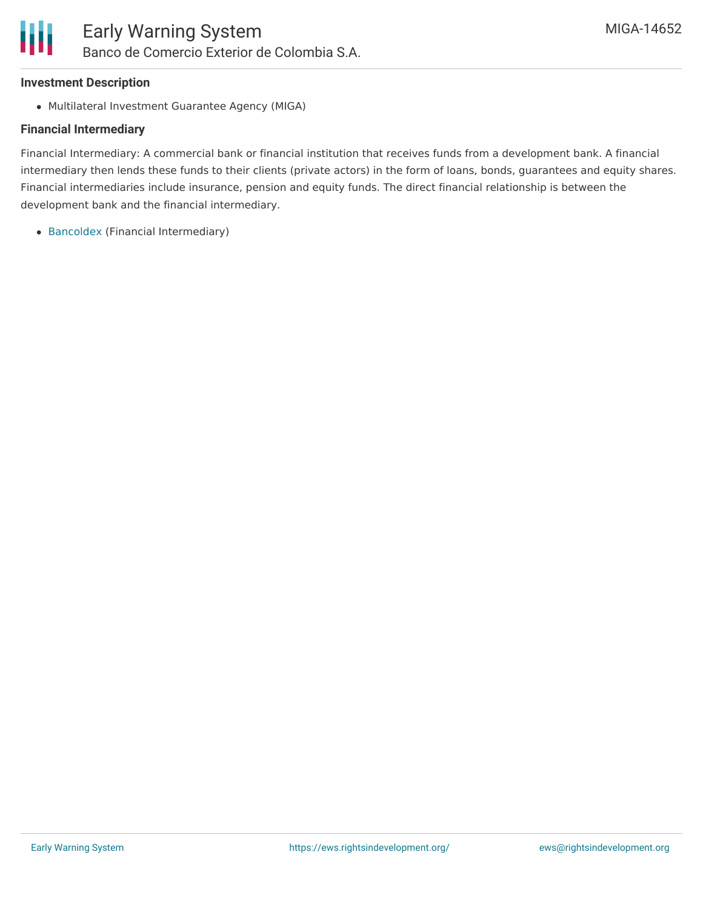**Investment Description**

- Multilateral Investment Guarantee Agency (MIGA)

**Financial Intermediary**

Financial Intermediary: A commercial bank or financial institution that receives funds from a development bank. A financial intermediary then lends these funds to their clients (private actors) in the form of loans, bonds, guarantees and equity shares. Financial intermediaries include insurance, pension and equity funds. The direct financial relationship is between the development bank and the financial intermediary.

- Bancoldex (Financial Intermediary)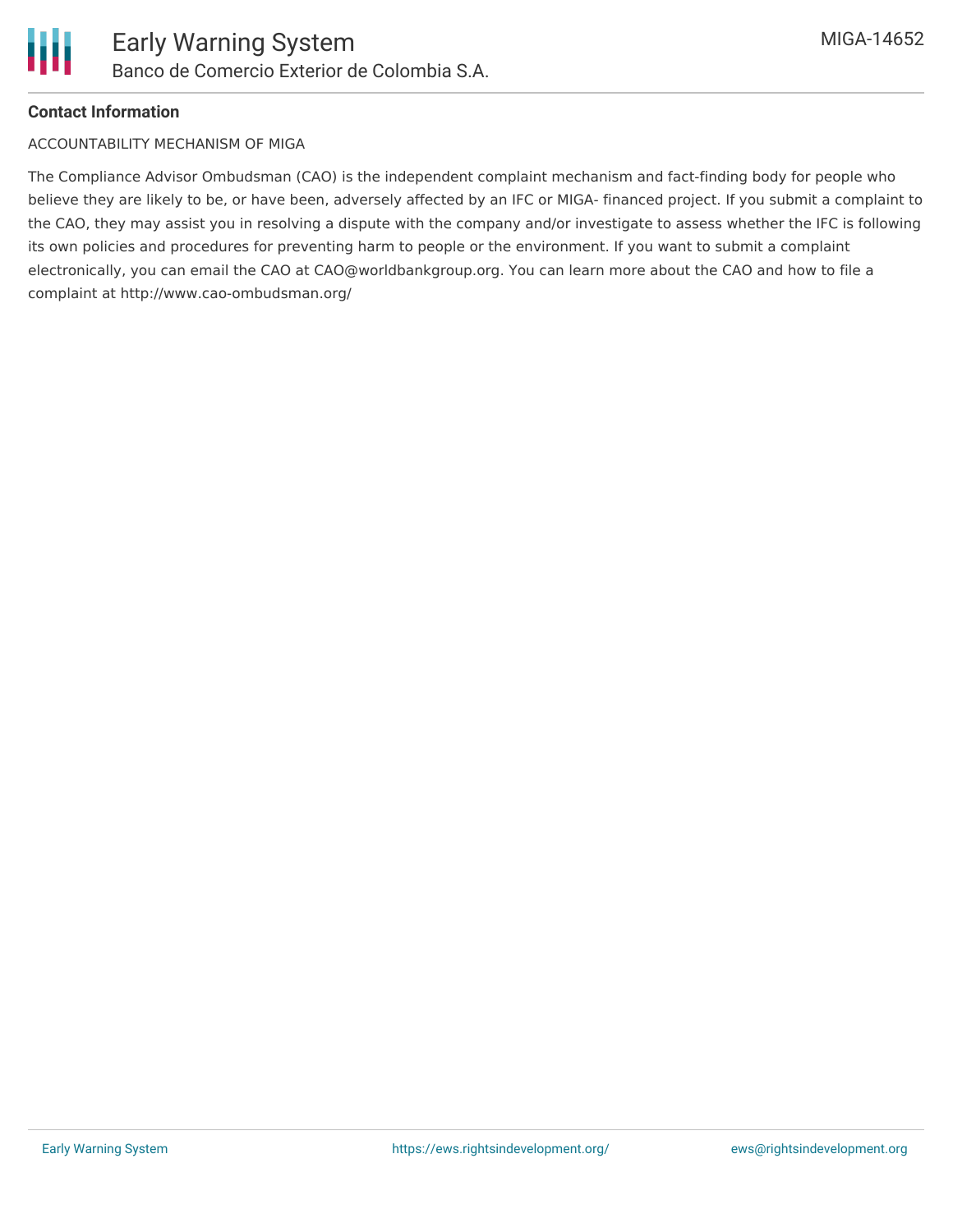**Contact Information**

ACCOUNTABILITY MECHANISM OF MIGA

The Compliance Advisor Ombudsman (CAO) is the independent complaint mechanism and fact-finding body for people who believe they are likely to be, or have been, adversely affected by an IFC or MIGA- financed project. If you submit a complaint to the CAO, they may assist you in resolving a dispute with the company and/or investigate to assess whether the IFC is following its own policies and procedures for preventing harm to people or the environment. If you want to submit a complaint electronically, you can email the CAO at CAO@worldbankgroup.org. You can learn more about the CAO and how to file a complaint at http://www.cao-ombudsman.org/